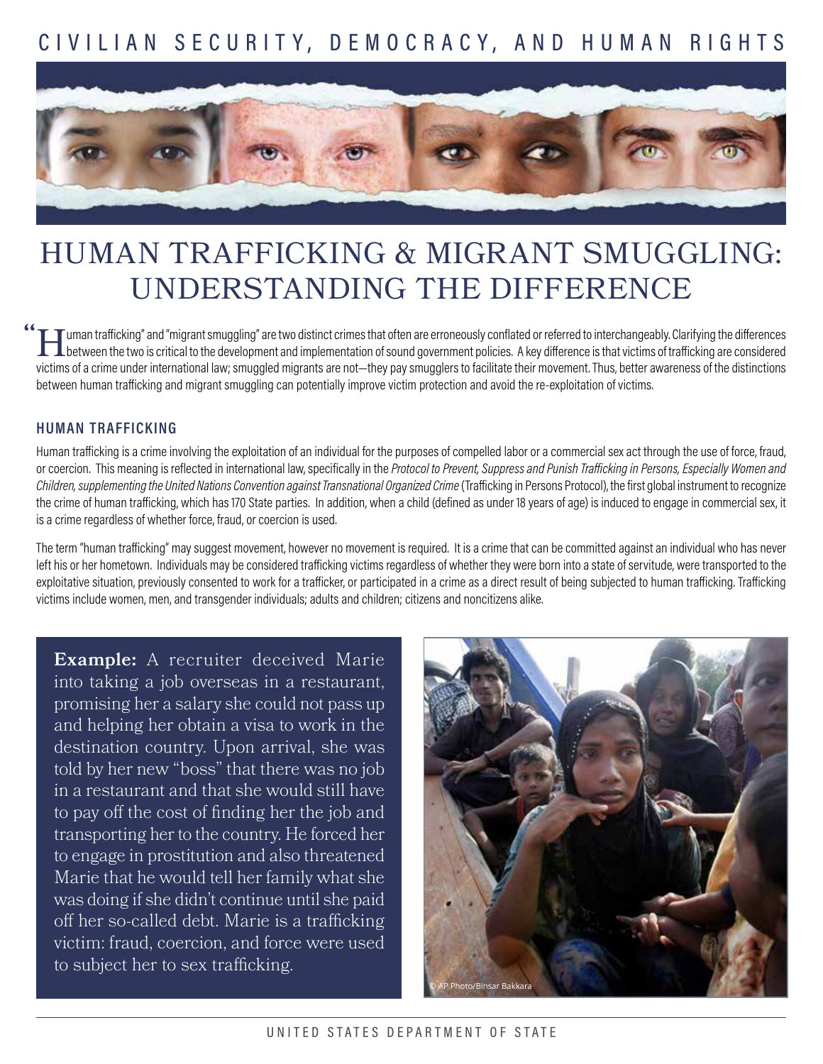CIVILIAN SECURITY, DEMOCRACY, AND HUMAN RIGHTS

# HUMAN TRAFFICKING & MIGRANT SMUGGLING: UNDERSTANDING THE DIFFERENCE

"Human trafficking" and "migrant smuggling" are two distinct crimes that often are erroneously conflated or referred to interchangeably. Clarifying the differences between the two is critical to the development and implementation of sound government policies. A key difference is that victims of trafficking are considered victims of a crime under international law; smuggled migrants are not—they pay smugglers to facilitate their movement. Thus, better awareness of the distinctions between human trafficking and migrant smuggling can potentially improve victim protection and avoid the re-exploitation of victims.

## HUMAN TRAFFICKING

Human trafficking is a crime involving the exploitation of an individual for the purposes of compelled labor or a commercial sex act through the use of force, fraud, or coercion. This meaning is reflected in international law, specifically in the *Protocol to Prevent, Suppress and Punish Trafficking in Persons, Especially Women and Children, supplementing the United Nations Convention against Transnational Organized Crime* (Trafficking in Persons Protocol), the first global instrument to recognize the crime of human trafficking, which has 170 State parties. In addition, when a child (defined as under 18 years of age) is induced to engage in commercial sex, it is a crime regardless of whether force, fraud, or coercion is used.

The term "human trafficking" may suggest movement, however no movement is required. It is a crime that can be committed against an individual who has never left his or her hometown. Individuals may be considered trafficking victims regardless of whether they were born into a state of servitude, were transported to the exploitative situation, previously consented to work for a trafficker, or participated in a crime as a direct result of being subjected to human trafficking. Trafficking victims include women, men, and transgender individuals; adults and children; citizens and noncitizens alike.

**Example:** A recruiter deceived Marie into taking a job overseas in a restaurant, promising her a salary she could not pass up and helping her obtain a visa to work in the destination country. Upon arrival, she was told by her new "boss" that there was no job in a restaurant and that she would still have to pay off the cost of finding her the job and transporting her to the country. He forced her to engage in prostitution and also threatened Marie that he would tell her family what she was doing if she didn't continue until she paid off her so-called debt. Marie is a trafficking victim: fraud, coercion, and force were used to subject her to sex trafficking.

© AP Photo/Binsar Bakkara

UNITED STATES DEPARTMENT OF STATE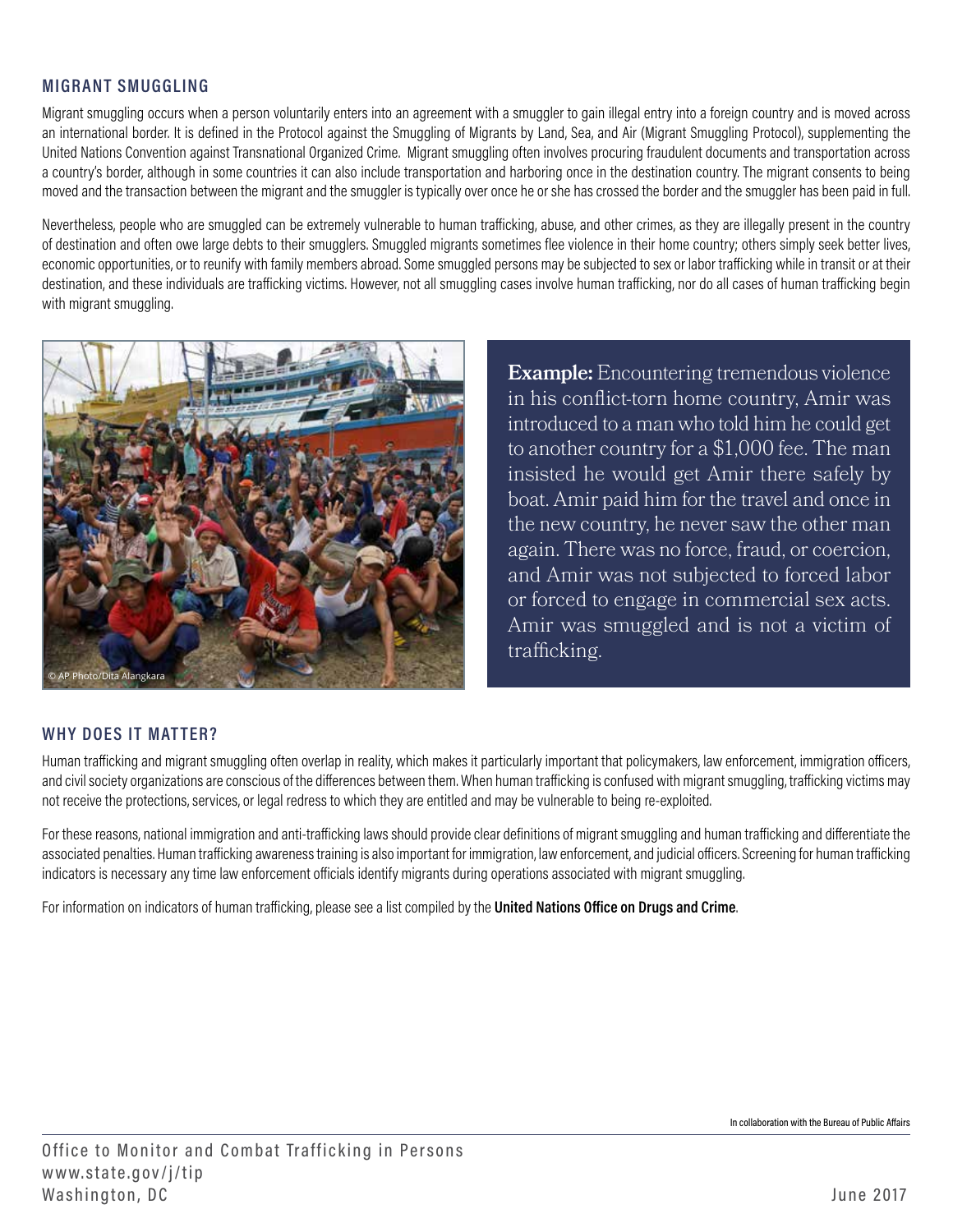## MIGRANT SMUGGLING

Migrant smuggling occurs when a person voluntarily enters into an agreement with a smuggler to gain illegal entry into a foreign country and is moved across an international border. It is defined in the Protocol against the Smuggling of Migrants by Land, Sea, and Air (Migrant Smuggling Protocol), supplementing the United Nations Convention against Transnational Organized Crime. Migrant smuggling often involves procuring fraudulent documents and transportation across a country's border, although in some countries it can also include transportation and harboring once in the destination country. The migrant consents to being moved and the transaction between the migrant and the smuggler is typically over once he or she has crossed the border and the smuggler has been paid in full.

Nevertheless, people who are smuggled can be extremely vulnerable to human trafficking, abuse, and other crimes, as they are illegally present in the country of destination and often owe large debts to their smugglers. Smuggled migrants sometimes flee violence in their home country; others simply seek better lives, economic opportunities, or to reunify with family members abroad. Some smuggled persons may be subjected to sex or labor trafficking while in transit or at their destination, and these individuals are trafficking victims. However, not all smuggling cases involve human trafficking, nor do all cases of human trafficking begin with migrant smuggling.

© AP Photo/Dita Alangkara

**Example:** Encountering tremendous violence in his conflict-torn home country, Amir was introduced to a man who told him he could get to another country for a $1,000 fee. The man insisted he would get Amir there safely by boat. Amir paid him for the travel and once in the new country, he never saw the other man again. There was no force, fraud, or coercion, and Amir was not subjected to forced labor or forced to engage in commercial sex acts. Amir was smuggled and is not a victim of trafficking.

## WHY DOES IT MATTER?

Human trafficking and migrant smuggling often overlap in reality, which makes it particularly important that policymakers, law enforcement, immigration officers, and civil society organizations are conscious of the differences between them. When human trafficking is confused with migrant smuggling, trafficking victims may not receive the protections, services, or legal redress to which they are entitled and may be vulnerable to being re-exploited.

For these reasons, national immigration and anti-trafficking laws should provide clear definitions of migrant smuggling and human trafficking and differentiate the associated penalties. Human trafficking awareness training is also important for immigration, law enforcement, and judicial officers. Screening for human trafficking indicators is necessary any time law enforcement officials identify migrants during operations associated with migrant smuggling.

For information on indicators of human trafficking, please see a list compiled by the **United Nations Office on Drugs and Crime**.

In collaboration with the Bureau of Public Affairs

Office to Monitor and Combat Trafficking in Persons
www.state.gov/j/tip
Washington, DC

June 2017